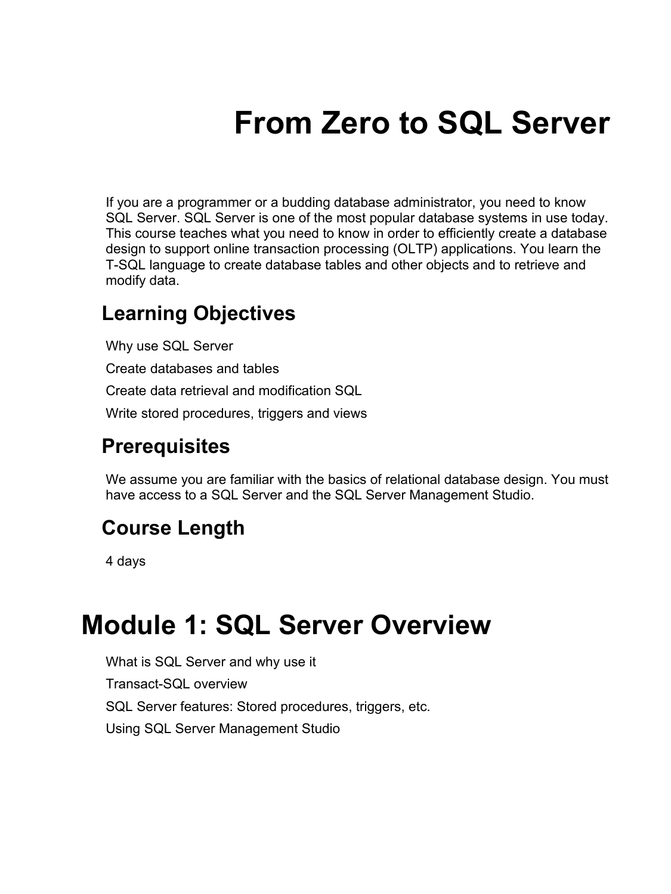# From Zero to SQL Server

If you are a programmer or a budding database administrator, you need to know SQL Server. SQL Server is one of the most popular database systems in use today. This course teaches what you need to know in order to efficiently create a database design to support online transaction processing (OLTP) applications. You learn the T-SQL language to create database tables and other objects and to retrieve and modify data.

## Learning Objectives

Why use SQL Server

Create databases and tables

Create data retrieval and modification SQL

Write stored procedures, triggers and views

## Prerequisites

We assume you are familiar with the basics of relational database design. You must have access to a SQL Server and the SQL Server Management Studio.

## Course Length

4 days

# Module 1: SQL Server Overview

What is SQL Server and why use it

Transact-SQL overview

SQL Server features: Stored procedures, triggers, etc.

Using SQL Server Management Studio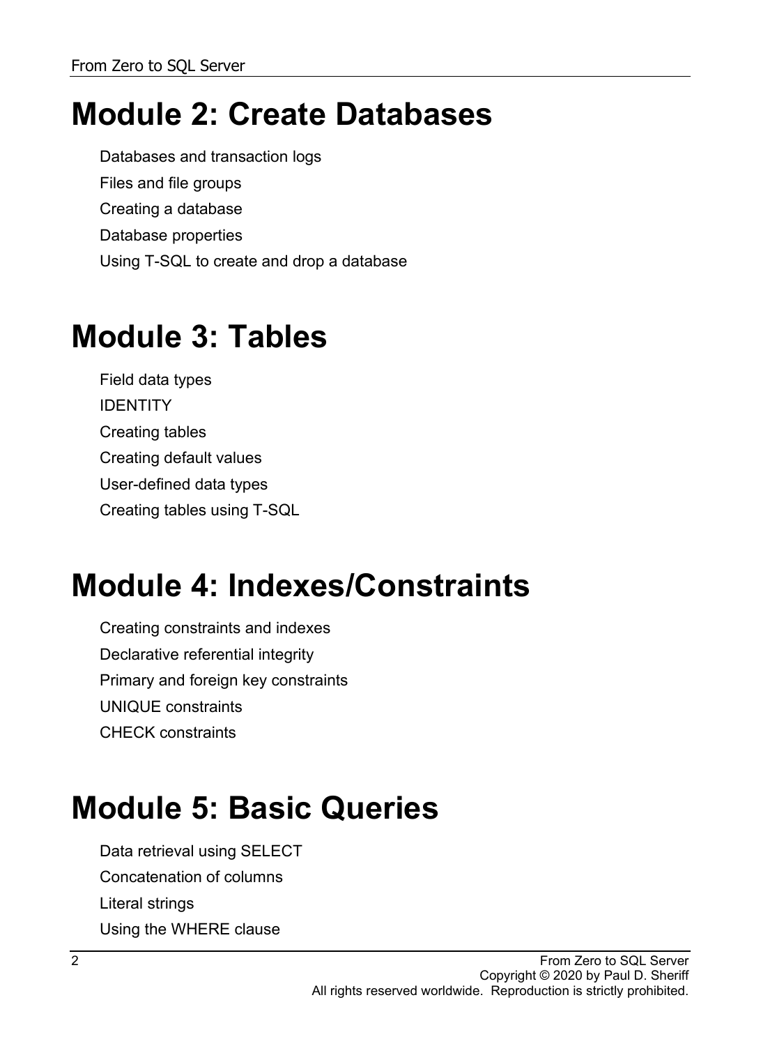# Module 2: Create Databases

Databases and transaction logs

Files and file groups

Creating a database

Database properties

Using T-SQL to create and drop a database

# Module 3: Tables

Field data types

IDENTITY

Creating tables

Creating default values

User-defined data types

Creating tables using T-SQL

# Module 4: Indexes/Constraints

Creating constraints and indexes

Declarative referential integrity

Primary and foreign key constraints

UNIQUE constraints

CHECK constraints

# Module 5: Basic Queries

Data retrieval using SELECT

Concatenation of columns

Literal strings

Using the WHERE clause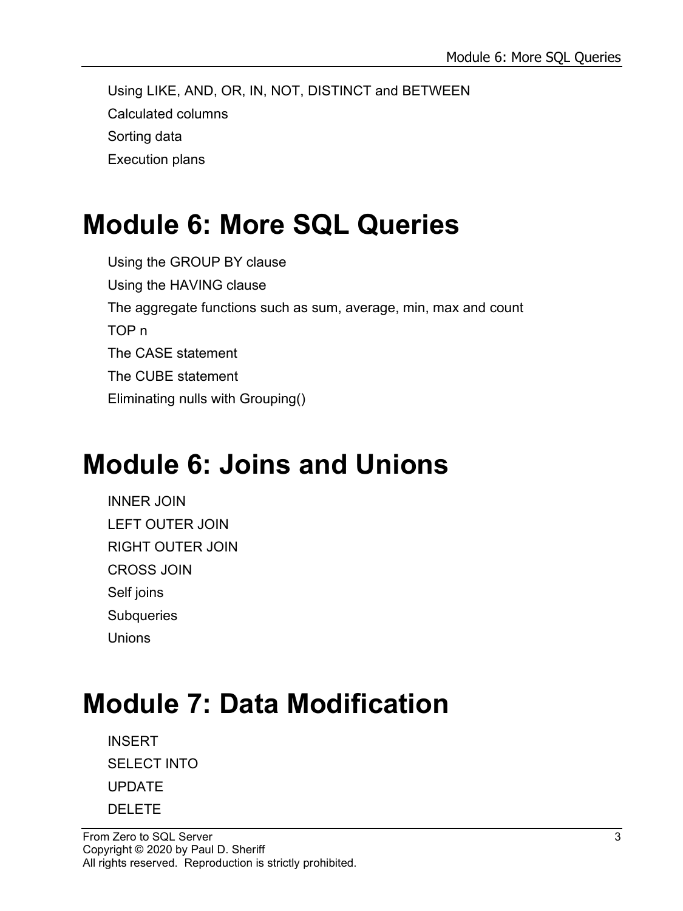Using LIKE, AND, OR, IN, NOT, DISTINCT and BETWEEN

Calculated columns

Sorting data

Execution plans

# Module 6: More SQL Queries

Using the GROUP BY clause

Using the HAVING clause

The aggregate functions such as sum, average, min, max and count

TOP n

The CASE statement

The CUBE statement

Eliminating nulls with Grouping()

# Module 6: Joins and Unions

INNER JOIN

LEFT OUTER JOIN

RIGHT OUTER JOIN

CROSS JOIN

Self joins

Subqueries

Unions

# Module 7: Data Modification

INSERT

SELECT INTO

UPDATE

DELETE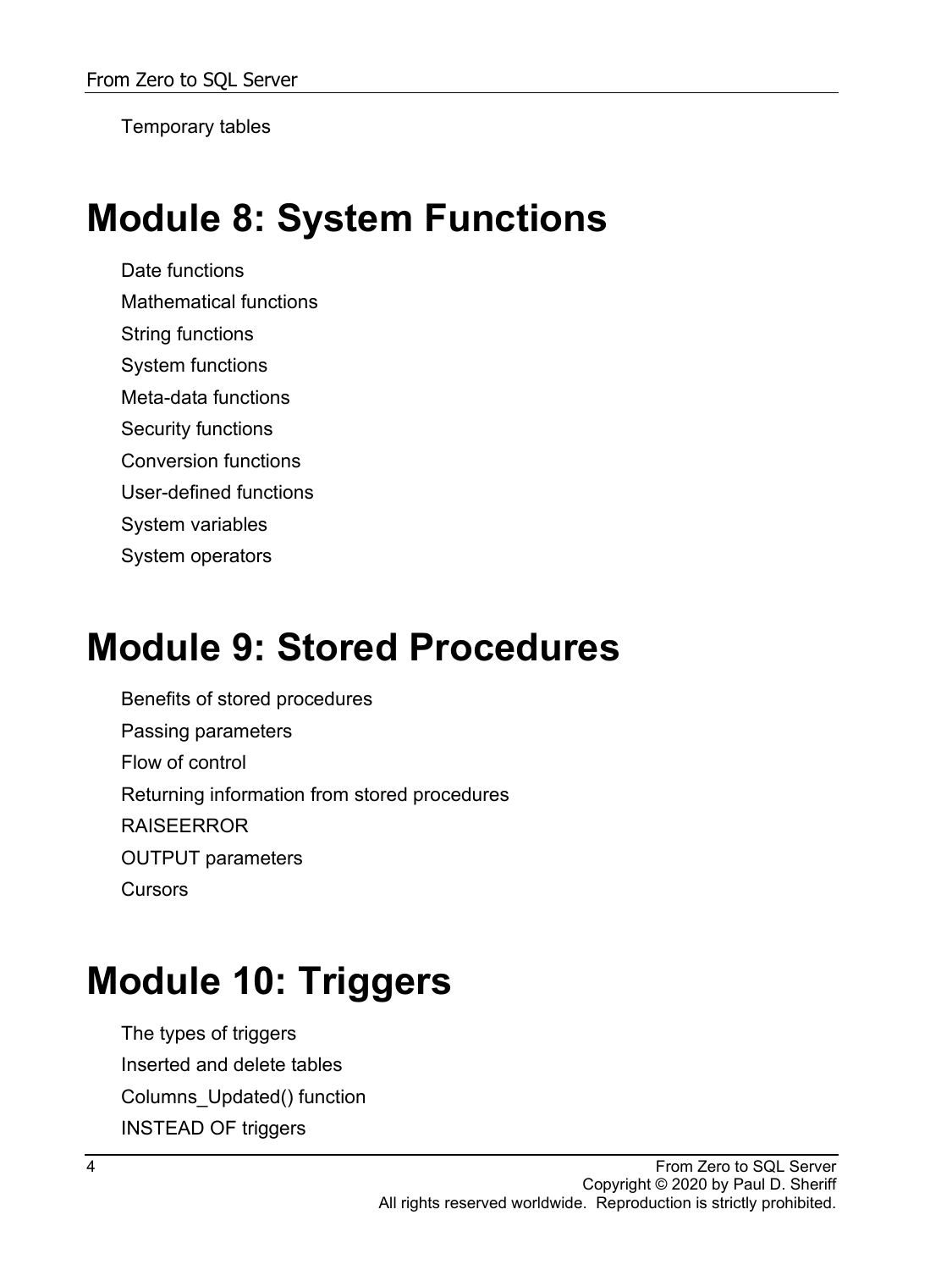Temporary tables

# Module 8: System Functions

Date functions

Mathematical functions

String functions

System functions

Meta-data functions

Security functions

Conversion functions

User-defined functions

System variables

System operators

# Module 9: Stored Procedures

Benefits of stored procedures

Passing parameters

Flow of control

Returning information from stored procedures

RAISEERROR

OUTPUT parameters

Cursors

# Module 10: Triggers

The types of triggers

Inserted and delete tables

Columns_Updated() function

INSTEAD OF triggers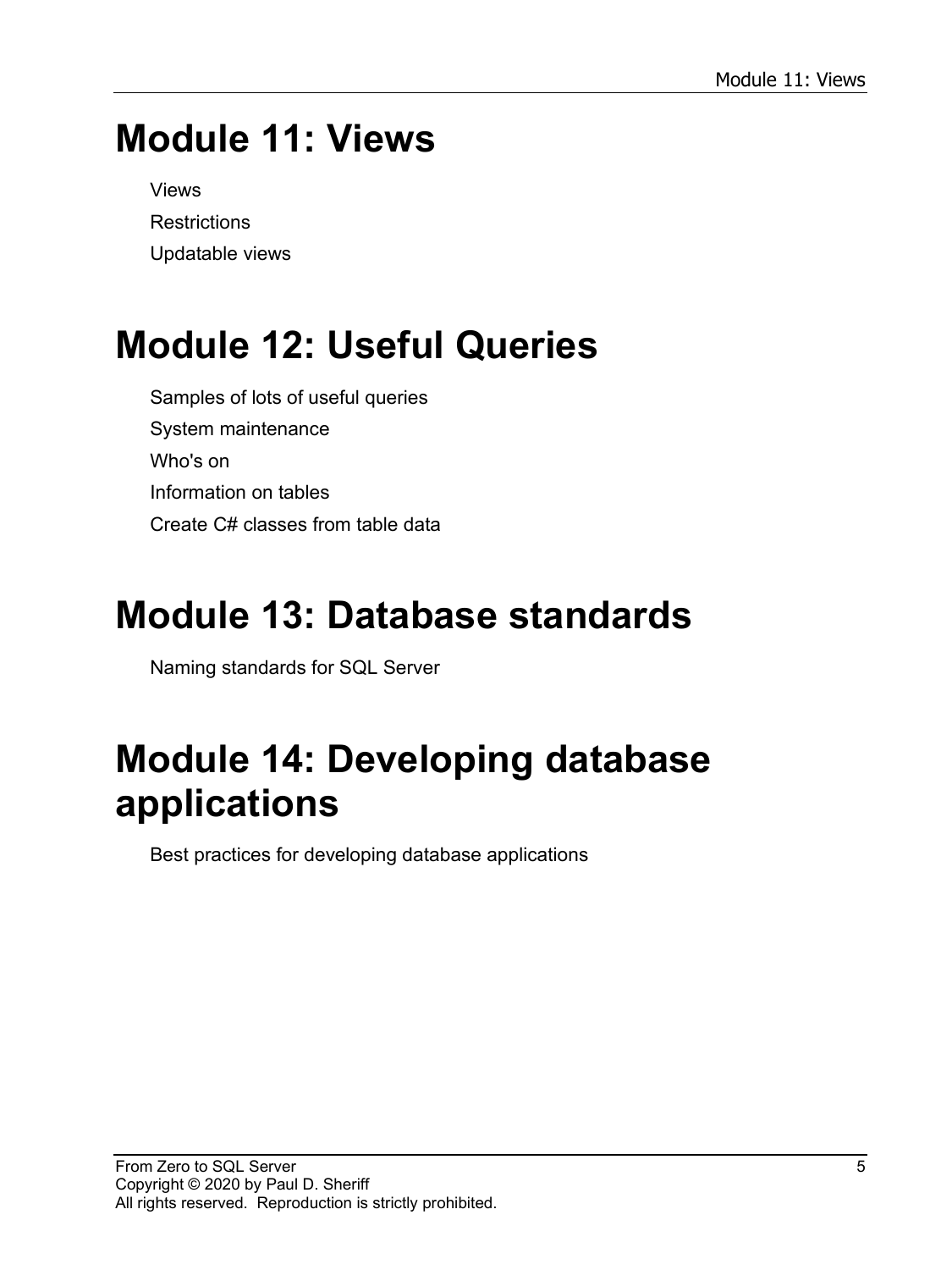# Module 11: Views

Views

Restrictions

Updatable views

# Module 12: Useful Queries

Samples of lots of useful queries

System maintenance

Who's on

Information on tables

Create C# classes from table data

# Module 13: Database standards

Naming standards for SQL Server

# Module 14: Developing database applications

Best practices for developing database applications